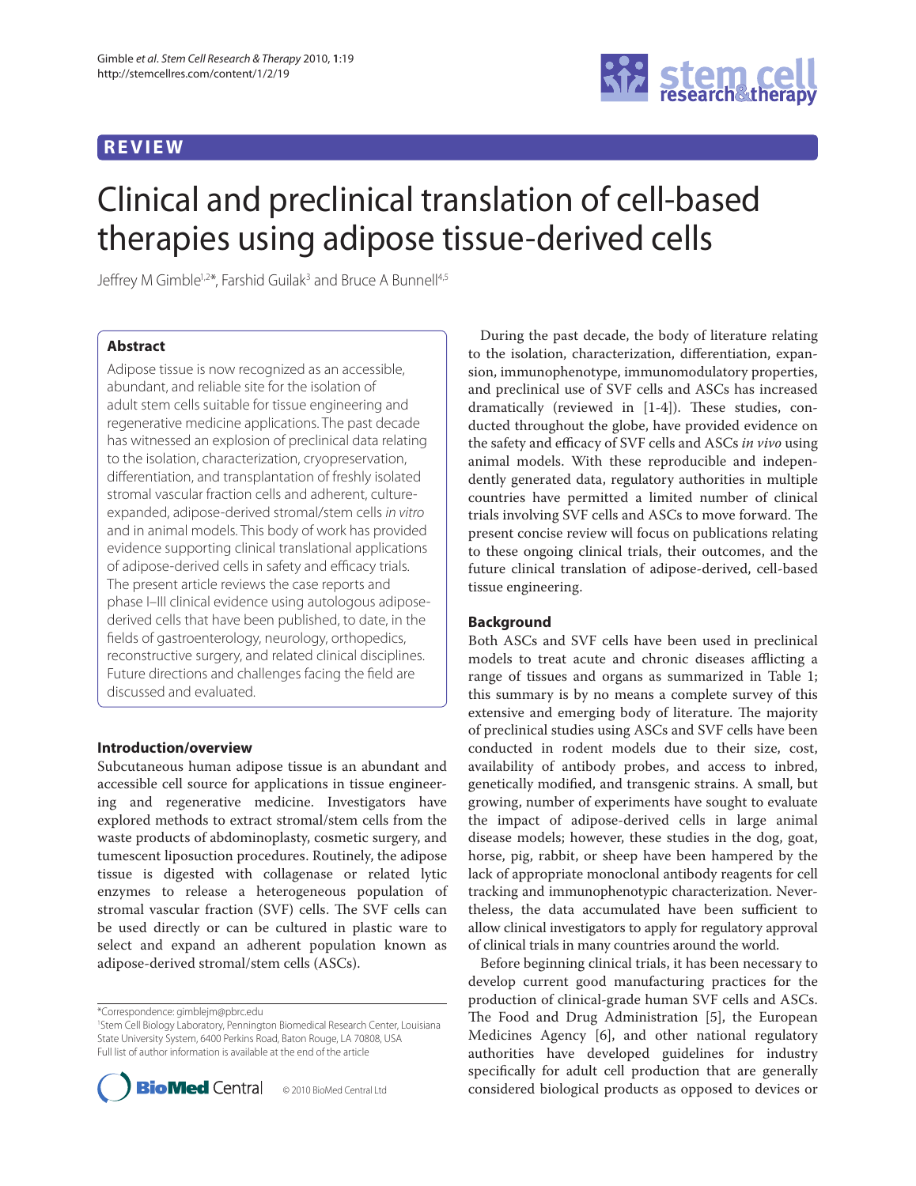REVIEW

# Clinical and preclinical translation of cell-based therapies using adipose tissue-derived cells

Jeffrey M Gimble[1,2]*, Farshid Guilak[3] and Bruce A Bunnell[4,5]

## Abstract

Adipose tissue is now recognized as an accessible, abundant, and reliable site for the isolation of adult stem cells suitable for tissue engineering and regenerative medicine applications. The past decade has witnessed an explosion of preclinical data relating to the isolation, characterization, cryopreservation, differentiation, and transplantation of freshly isolated stromal vascular fraction cells and adherent, culture-expanded, adipose-derived stromal/stem cells *in vitro* and in animal models. This body of work has provided evidence supporting clinical translational applications of adipose-derived cells in safety and efficacy trials. The present article reviews the case reports and phase I–III clinical evidence using autologous adipose-derived cells that have been published, to date, in the fields of gastroenterology, neurology, orthopedics, reconstructive surgery, and related clinical disciplines. Future directions and challenges facing the field are discussed and evaluated.

## Introduction/overview

Subcutaneous human adipose tissue is an abundant and accessible cell source for applications in tissue engineering and regenerative medicine. Investigators have explored methods to extract stromal/stem cells from the waste products of abdominoplasty, cosmetic surgery, and tumescent liposuction procedures. Routinely, the adipose tissue is digested with collagenase or related lytic enzymes to release a heterogeneous population of stromal vascular fraction (SVF) cells. The SVF cells can be used directly or can be cultured in plastic ware to select and expand an adherent population known as adipose-derived stromal/stem cells (ASCs).

During the past decade, the body of literature relating to the isolation, characterization, differentiation, expansion, immunophenotype, immunomodulatory properties, and preclinical use of SVF cells and ASCs has increased dramatically (reviewed in [1-4]). These studies, conducted throughout the globe, have provided evidence on the safety and efficacy of SVF cells and ASCs *in vivo* using animal models. With these reproducible and independently generated data, regulatory authorities in multiple countries have permitted a limited number of clinical trials involving SVF cells and ASCs to move forward. The present concise review will focus on publications relating to these ongoing clinical trials, their outcomes, and the future clinical translation of adipose-derived, cell-based tissue engineering.

## Background

Both ASCs and SVF cells have been used in preclinical models to treat acute and chronic diseases afflicting a range of tissues and organs as summarized in Table 1; this summary is by no means a complete survey of this extensive and emerging body of literature. The majority of preclinical studies using ASCs and SVF cells have been conducted in rodent models due to their size, cost, availability of antibody probes, and access to inbred, genetically modified, and transgenic strains. A small, but growing, number of experiments have sought to evaluate the impact of adipose-derived cells in large animal disease models; however, these studies in the dog, goat, horse, pig, rabbit, or sheep have been hampered by the lack of appropriate monoclonal antibody reagents for cell tracking and immunophenotypic characterization. Nevertheless, the data accumulated have been sufficient to allow clinical investigators to apply for regulatory approval of clinical trials in many countries around the world.

Before beginning clinical trials, it has been necessary to develop current good manufacturing practices for the production of clinical-grade human SVF cells and ASCs. The Food and Drug Administration [5], the European Medicines Agency [6], and other national regulatory authorities have developed guidelines for industry specifically for adult cell production that are generally considered biological products as opposed to devices or

*Correspondence: gimblejm@pbrc.edu
[1]Stem Cell Biology Laboratory, Pennington Biomedical Research Center, Louisiana State University System, 6400 Perkins Road, Baton Rouge, LA 70808, USA
Full list of author information is available at the end of the article

© 2010 BioMed Central Ltd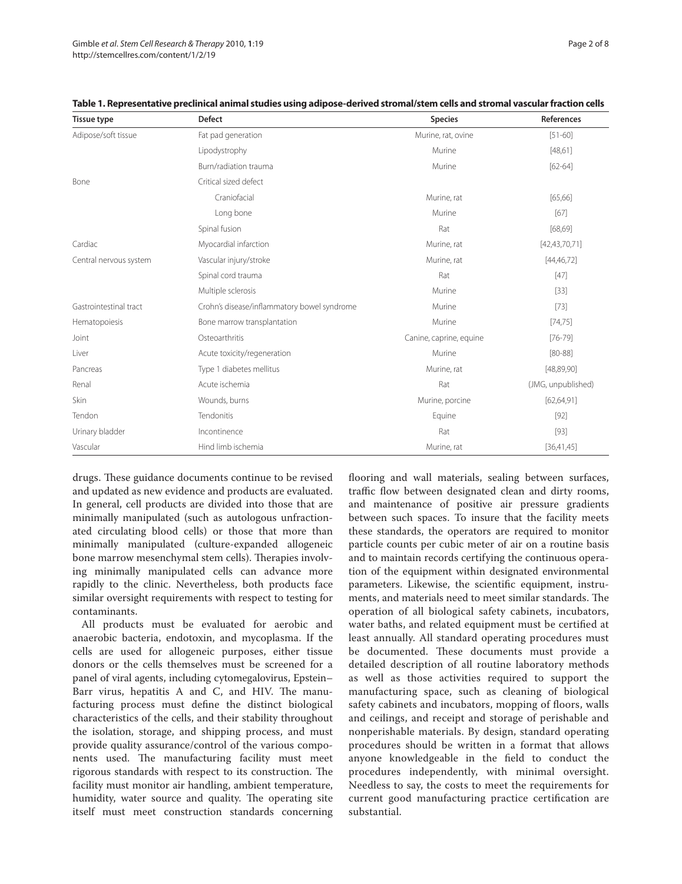**Table 1. Representative preclinical animal studies using adipose-derived stromal/stem cells and stromal vascular fraction cells**

| Tissue type | Defect | Species | References |
|---|---|---|---|
| Adipose/soft tissue | Fat pad generation | Murine, rat, ovine | [51-60] |
| | Lipodystrophy | Murine | [48,61] |
| | Burn/radiation trauma | Murine | [62-64] |
| Bone | Critical sized defect | | |
| | Craniofacial | Murine, rat | [65,66] |
| | Long bone | Murine | [67] |
| | Spinal fusion | Rat | [68,69] |
| Cardiac | Myocardial infarction | Murine, rat | [42,43,70,71] |
| Central nervous system | Vascular injury/stroke | Murine, rat | [44,46,72] |
| | Spinal cord trauma | Rat | [47] |
| | Multiple sclerosis | Murine | [33] |
| Gastrointestinal tract | Crohn's disease/inflammatory bowel syndrome | Murine | [73] |
| Hematopoiesis | Bone marrow transplantation | Murine | [74,75] |
| Joint | Osteoarthritis | Canine, caprine, equine | [76-79] |
| Liver | Acute toxicity/regeneration | Murine | [80-88] |
| Pancreas | Type 1 diabetes mellitus | Murine, rat | [48,89,90] |
| Renal | Acute ischemia | Rat | (JMG, unpublished) |
| Skin | Wounds, burns | Murine, porcine | [62,64,91] |
| Tendon | Tendonitis | Equine | [92] |
| Urinary bladder | Incontinence | Rat | [93] |
| Vascular | Hind limb ischemia | Murine, rat | [36,41,45] |

drugs. These guidance documents continue to be revised and updated as new evidence and products are evaluated. In general, cell products are divided into those that are minimally manipulated (such as autologous unfractionated circulating blood cells) or those that more than minimally manipulated (culture-expanded allogeneic bone marrow mesenchymal stem cells). Therapies involving minimally manipulated cells can advance more rapidly to the clinic. Nevertheless, both products face similar oversight requirements with respect to testing for contaminants.

All products must be evaluated for aerobic and anaerobic bacteria, endotoxin, and mycoplasma. If the cells are used for allogeneic purposes, either tissue donors or the cells themselves must be screened for a panel of viral agents, including cytomegalovirus, Epstein–Barr virus, hepatitis A and C, and HIV. The manufacturing process must define the distinct biological characteristics of the cells, and their stability throughout the isolation, storage, and shipping process, and must provide quality assurance/control of the various components used. The manufacturing facility must meet rigorous standards with respect to its construction. The facility must monitor air handling, ambient temperature, humidity, water source and quality. The operating site itself must meet construction standards concerning flooring and wall materials, sealing between surfaces, traffic flow between designated clean and dirty rooms, and maintenance of positive air pressure gradients between such spaces. To insure that the facility meets these standards, the operators are required to monitor particle counts per cubic meter of air on a routine basis and to maintain records certifying the continuous operation of the equipment within designated environmental parameters. Likewise, the scientific equipment, instruments, and materials need to meet similar standards. The operation of all biological safety cabinets, incubators, water baths, and related equipment must be certified at least annually. All standard operating procedures must be documented. These documents must provide a detailed description of all routine laboratory methods as well as those activities required to support the manufacturing space, such as cleaning of biological safety cabinets and incubators, mopping of floors, walls and ceilings, and receipt and storage of perishable and nonperishable materials. By design, standard operating procedures should be written in a format that allows anyone knowledgeable in the field to conduct the procedures independently, with minimal oversight. Needless to say, the costs to meet the requirements for current good manufacturing practice certification are substantial.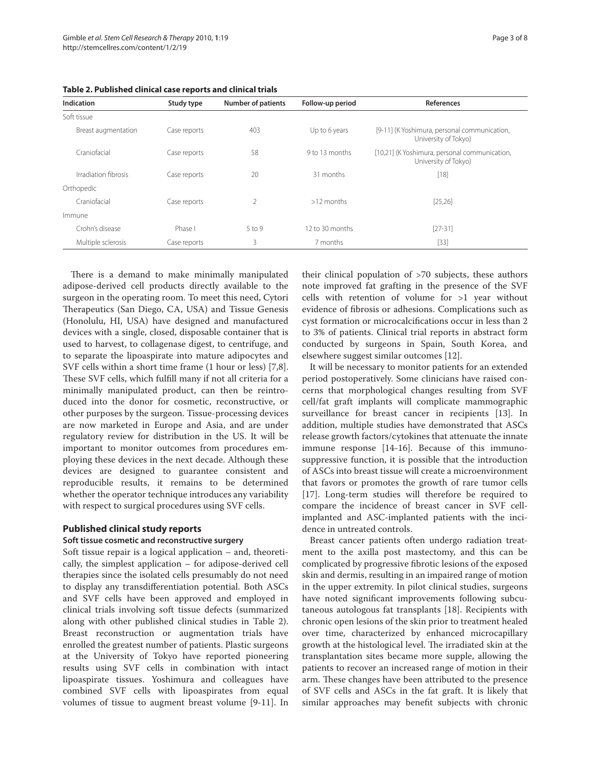**Table 2. Published clinical case reports and clinical trials**

| Indication | Study type | Number of patients | Follow-up period | References |
|---|---|---|---|---|
| Soft tissue | | | | |
| Breast augmentation | Case reports | 403 | Up to 6 years | [9-11] (K Yoshimura, personal communication, University of Tokyo) |
| Craniofacial | Case reports | 58 | 9 to 13 months | [10,21] (K Yoshimura, personal communication, University of Tokyo) |
| Irradiation fibrosis | Case reports | 20 | 31 months | [18] |
| Orthopedic | | | | |
| Craniofacial | Case reports | 2 | >12 months | [25,26] |
| Immune | | | | |
| Crohn's disease | Phase I | 5 to 9 | 12 to 30 months | [27-31] |
| Multiple sclerosis | Case reports | 3 | 7 months | [33] |

There is a demand to make minimally manipulated adipose-derived cell products directly available to the surgeon in the operating room. To meet this need, Cytori Therapeutics (San Diego, CA, USA) and Tissue Genesis (Honolulu, HI, USA) have designed and manufactured devices with a single, closed, disposable container that is used to harvest, to collagenase digest, to centrifuge, and to separate the lipoaspirate into mature adipocytes and SVF cells within a short time frame (1 hour or less) [7,8]. These SVF cells, which fulfill many if not all criteria for a minimally manipulated product, can then be reintroduced into the donor for cosmetic, reconstructive, or other purposes by the surgeon. Tissue-processing devices are now marketed in Europe and Asia, and are under regulatory review for distribution in the US. It will be important to monitor outcomes from procedures employing these devices in the next decade. Although these devices are designed to guarantee consistent and reproducible results, it remains to be determined whether the operator technique introduces any variability with respect to surgical procedures using SVF cells.

## Published clinical study reports

### Soft tissue cosmetic and reconstructive surgery

Soft tissue repair is a logical application – and, theoretically, the simplest application – for adipose-derived cell therapies since the isolated cells presumably do not need to display any transdifferentiation potential. Both ASCs and SVF cells have been approved and employed in clinical trials involving soft tissue defects (summarized along with other published clinical studies in Table 2). Breast reconstruction or augmentation trials have enrolled the greatest number of patients. Plastic surgeons at the University of Tokyo have reported pioneering results using SVF cells in combination with intact lipoaspirate tissues. Yoshimura and colleagues have combined SVF cells with lipoaspirates from equal volumes of tissue to augment breast volume [9-11]. In their clinical population of >70 subjects, these authors note improved fat grafting in the presence of the SVF cells with retention of volume for >1 year without evidence of fibrosis or adhesions. Complications such as cyst formation or microcalcifications occur in less than 2 to 3% of patients. Clinical trial reports in abstract form conducted by surgeons in Spain, South Korea, and elsewhere suggest similar outcomes [12].

It will be necessary to monitor patients for an extended period postoperatively. Some clinicians have raised concerns that morphological changes resulting from SVF cell/fat graft implants will complicate mammographic surveillance for breast cancer in recipients [13]. In addition, multiple studies have demonstrated that ASCs release growth factors/cytokines that attenuate the innate immune response [14-16]. Because of this immunosuppressive function, it is possible that the introduction of ASCs into breast tissue will create a microenvironment that favors or promotes the growth of rare tumor cells [17]. Long-term studies will therefore be required to compare the incidence of breast cancer in SVF cell-implanted and ASC-implanted patients with the incidence in untreated controls.

Breast cancer patients often undergo radiation treatment to the axilla post mastectomy, and this can be complicated by progressive fibrotic lesions of the exposed skin and dermis, resulting in an impaired range of motion in the upper extremity. In pilot clinical studies, surgeons have noted significant improvements following subcutaneous autologous fat transplants [18]. Recipients with chronic open lesions of the skin prior to treatment healed over time, characterized by enhanced microcapillary growth at the histological level. The irradiated skin at the transplantation sites became more supple, allowing the patients to recover an increased range of motion in their arm. These changes have been attributed to the presence of SVF cells and ASCs in the fat graft. It is likely that similar approaches may benefit subjects with chronic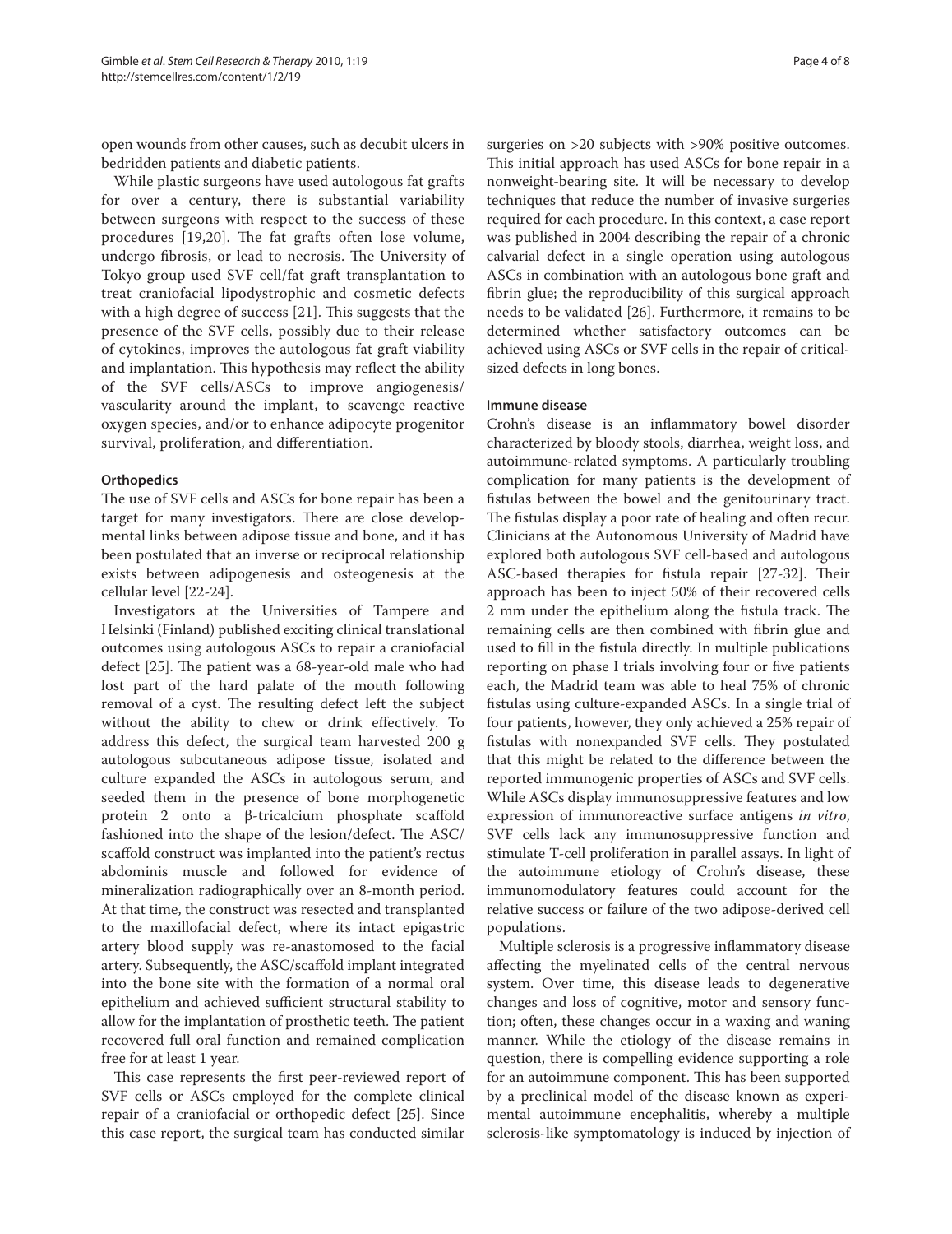open wounds from other causes, such as decubit ulcers in bedridden patients and diabetic patients.

While plastic surgeons have used autologous fat grafts for over a century, there is substantial variability between surgeons with respect to the success of these procedures [19,20]. The fat grafts often lose volume, undergo fibrosis, or lead to necrosis. The University of Tokyo group used SVF cell/fat graft transplantation to treat craniofacial lipodystrophic and cosmetic defects with a high degree of success [21]. This suggests that the presence of the SVF cells, possibly due to their release of cytokines, improves the autologous fat graft viability and implantation. This hypothesis may reflect the ability of the SVF cells/ASCs to improve angiogenesis/vascularity around the implant, to scavenge reactive oxygen species, and/or to enhance adipocyte progenitor survival, proliferation, and differentiation.

#### Orthopedics

The use of SVF cells and ASCs for bone repair has been a target for many investigators. There are close developmental links between adipose tissue and bone, and it has been postulated that an inverse or reciprocal relationship exists between adipogenesis and osteogenesis at the cellular level [22-24].

Investigators at the Universities of Tampere and Helsinki (Finland) published exciting clinical translational outcomes using autologous ASCs to repair a craniofacial defect [25]. The patient was a 68-year-old male who had lost part of the hard palate of the mouth following removal of a cyst. The resulting defect left the subject without the ability to chew or drink effectively. To address this defect, the surgical team harvested 200 g autologous subcutaneous adipose tissue, isolated and culture expanded the ASCs in autologous serum, and seeded them in the presence of bone morphogenetic protein 2 onto a β-tricalcium phosphate scaffold fashioned into the shape of the lesion/defect. The ASC/scaffold construct was implanted into the patient's rectus abdominis muscle and followed for evidence of mineralization radiographically over an 8-month period. At that time, the construct was resected and transplanted to the maxillofacial defect, where its intact epigastric artery blood supply was re-anastomosed to the facial artery. Subsequently, the ASC/scaffold implant integrated into the bone site with the formation of a normal oral epithelium and achieved sufficient structural stability to allow for the implantation of prosthetic teeth. The patient recovered full oral function and remained complication free for at least 1 year.

This case represents the first peer-reviewed report of SVF cells or ASCs employed for the complete clinical repair of a craniofacial or orthopedic defect [25]. Since this case report, the surgical team has conducted similar surgeries on >20 subjects with >90% positive outcomes. This initial approach has used ASCs for bone repair in a nonweight-bearing site. It will be necessary to develop techniques that reduce the number of invasive surgeries required for each procedure. In this context, a case report was published in 2004 describing the repair of a chronic calvarial defect in a single operation using autologous ASCs in combination with an autologous bone graft and fibrin glue; the reproducibility of this surgical approach needs to be validated [26]. Furthermore, it remains to be determined whether satisfactory outcomes can be achieved using ASCs or SVF cells in the repair of critical-sized defects in long bones.

#### Immune disease

Crohn's disease is an inflammatory bowel disorder characterized by bloody stools, diarrhea, weight loss, and autoimmune-related symptoms. A particularly troubling complication for many patients is the development of fistulas between the bowel and the genitourinary tract. The fistulas display a poor rate of healing and often recur. Clinicians at the Autonomous University of Madrid have explored both autologous SVF cell-based and autologous ASC-based therapies for fistula repair [27-32]. Their approach has been to inject 50% of their recovered cells 2 mm under the epithelium along the fistula track. The remaining cells are then combined with fibrin glue and used to fill in the fistula directly. In multiple publications reporting on phase I trials involving four or five patients each, the Madrid team was able to heal 75% of chronic fistulas using culture-expanded ASCs. In a single trial of four patients, however, they only achieved a 25% repair of fistulas with nonexpanded SVF cells. They postulated that this might be related to the difference between the reported immunogenic properties of ASCs and SVF cells. While ASCs display immunosuppressive features and low expression of immunoreactive surface antigens *in vitro*, SVF cells lack any immunosuppressive function and stimulate T-cell proliferation in parallel assays. In light of the autoimmune etiology of Crohn's disease, these immunomodulatory features could account for the relative success or failure of the two adipose-derived cell populations.

Multiple sclerosis is a progressive inflammatory disease affecting the myelinated cells of the central nervous system. Over time, this disease leads to degenerative changes and loss of cognitive, motor and sensory function; often, these changes occur in a waxing and waning manner. While the etiology of the disease remains in question, there is compelling evidence supporting a role for an autoimmune component. This has been supported by a preclinical model of the disease known as experimental autoimmune encephalitis, whereby a multiple sclerosis-like symptomatology is induced by injection of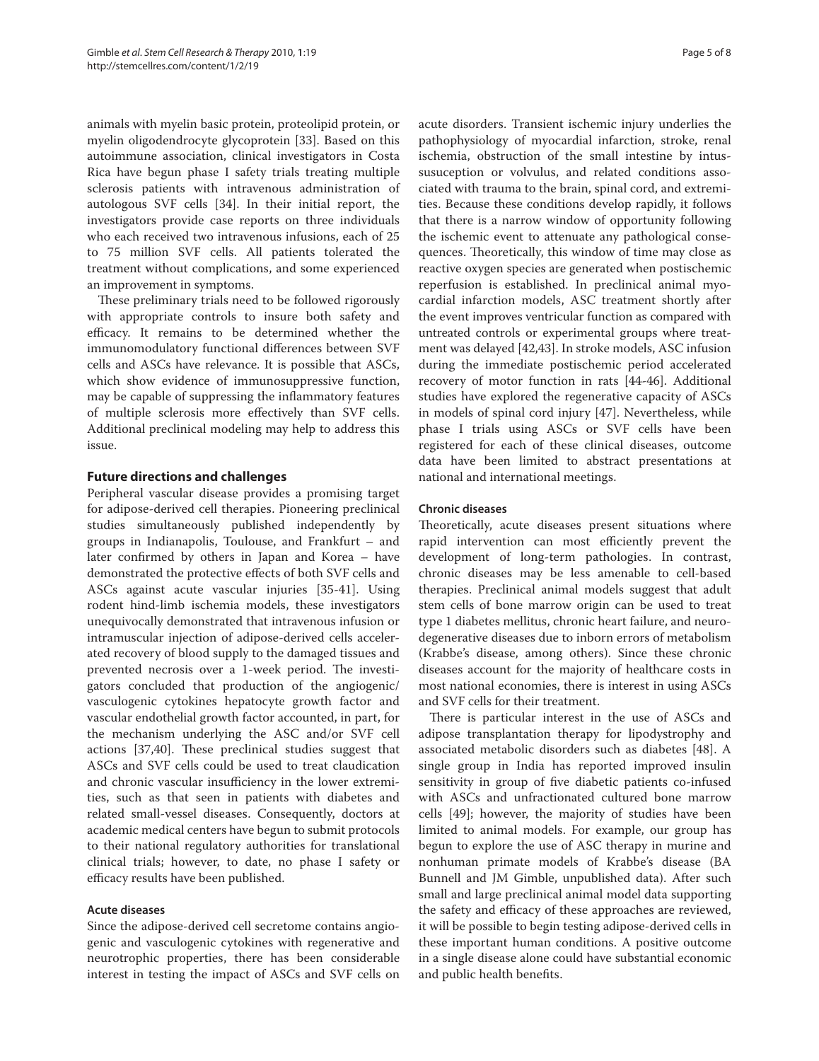animals with myelin basic protein, proteolipid protein, or myelin oligodendrocyte glycoprotein [33]. Based on this autoimmune association, clinical investigators in Costa Rica have begun phase I safety trials treating multiple sclerosis patients with intravenous administration of autologous SVF cells [34]. In their initial report, the investigators provide case reports on three individuals who each received two intravenous infusions, each of 25 to 75 million SVF cells. All patients tolerated the treatment without complications, and some experienced an improvement in symptoms.

These preliminary trials need to be followed rigorously with appropriate controls to insure both safety and efficacy. It remains to be determined whether the immunomodulatory functional differences between SVF cells and ASCs have relevance. It is possible that ASCs, which show evidence of immunosuppressive function, may be capable of suppressing the inflammatory features of multiple sclerosis more effectively than SVF cells. Additional preclinical modeling may help to address this issue.

## Future directions and challenges

Peripheral vascular disease provides a promising target for adipose-derived cell therapies. Pioneering preclinical studies simultaneously published independently by groups in Indianapolis, Toulouse, and Frankfurt – and later confirmed by others in Japan and Korea – have demonstrated the protective effects of both SVF cells and ASCs against acute vascular injuries [35-41]. Using rodent hind-limb ischemia models, these investigators unequivocally demonstrated that intravenous infusion or intramuscular injection of adipose-derived cells accelerated recovery of blood supply to the damaged tissues and prevented necrosis over a 1-week period. The investigators concluded that production of the angiogenic/vasculogenic cytokines hepatocyte growth factor and vascular endothelial growth factor accounted, in part, for the mechanism underlying the ASC and/or SVF cell actions [37,40]. These preclinical studies suggest that ASCs and SVF cells could be used to treat claudication and chronic vascular insufficiency in the lower extremities, such as that seen in patients with diabetes and related small-vessel diseases. Consequently, doctors at academic medical centers have begun to submit protocols to their national regulatory authorities for translational clinical trials; however, to date, no phase I safety or efficacy results have been published.

### Acute diseases

Since the adipose-derived cell secretome contains angiogenic and vasculogenic cytokines with regenerative and neurotrophic properties, there has been considerable interest in testing the impact of ASCs and SVF cells on acute disorders. Transient ischemic injury underlies the pathophysiology of myocardial infarction, stroke, renal ischemia, obstruction of the small intestine by intussusuception or volvulus, and related conditions associated with trauma to the brain, spinal cord, and extremities. Because these conditions develop rapidly, it follows that there is a narrow window of opportunity following the ischemic event to attenuate any pathological consequences. Theoretically, this window of time may close as reactive oxygen species are generated when postischemic reperfusion is established. In preclinical animal myocardial infarction models, ASC treatment shortly after the event improves ventricular function as compared with untreated controls or experimental groups where treatment was delayed [42,43]. In stroke models, ASC infusion during the immediate postischemic period accelerated recovery of motor function in rats [44-46]. Additional studies have explored the regenerative capacity of ASCs in models of spinal cord injury [47]. Nevertheless, while phase I trials using ASCs or SVF cells have been registered for each of these clinical diseases, outcome data have been limited to abstract presentations at national and international meetings.

### Chronic diseases

Theoretically, acute diseases present situations where rapid intervention can most efficiently prevent the development of long-term pathologies. In contrast, chronic diseases may be less amenable to cell-based therapies. Preclinical animal models suggest that adult stem cells of bone marrow origin can be used to treat type 1 diabetes mellitus, chronic heart failure, and neurodegenerative diseases due to inborn errors of metabolism (Krabbe's disease, among others). Since these chronic diseases account for the majority of healthcare costs in most national economies, there is interest in using ASCs and SVF cells for their treatment.

There is particular interest in the use of ASCs and adipose transplantation therapy for lipodystrophy and associated metabolic disorders such as diabetes [48]. A single group in India has reported improved insulin sensitivity in group of five diabetic patients co-infused with ASCs and unfractionated cultured bone marrow cells [49]; however, the majority of studies have been limited to animal models. For example, our group has begun to explore the use of ASC therapy in murine and nonhuman primate models of Krabbe's disease (BA Bunnell and JM Gimble, unpublished data). After such small and large preclinical animal model data supporting the safety and efficacy of these approaches are reviewed, it will be possible to begin testing adipose-derived cells in these important human conditions. A positive outcome in a single disease alone could have substantial economic and public health benefits.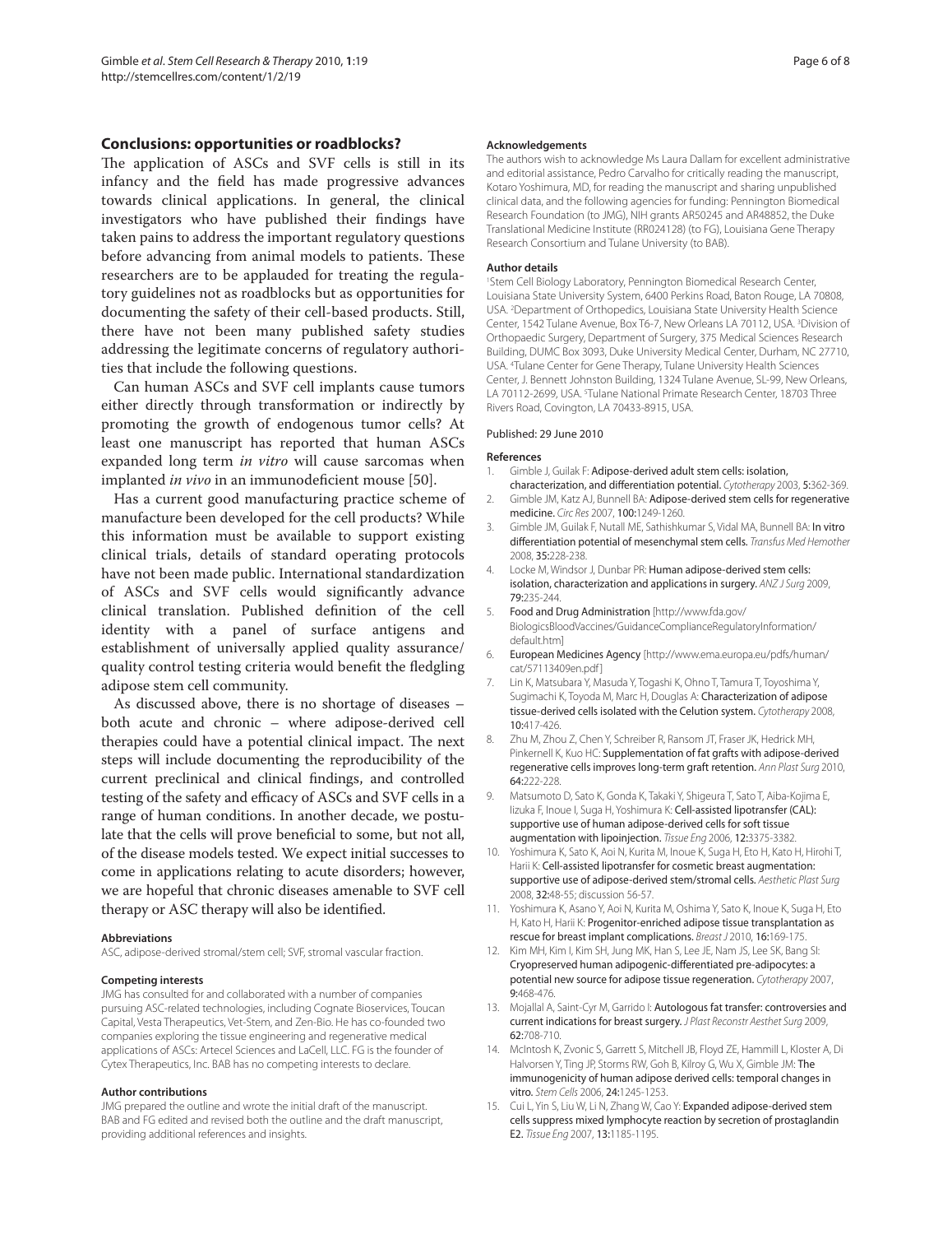## Conclusions: opportunities or roadblocks?

The application of ASCs and SVF cells is still in its infancy and the field has made progressive advances towards clinical applications. In general, the clinical investigators who have published their findings have taken pains to address the important regulatory questions before advancing from animal models to patients. These researchers are to be applauded for treating the regulatory guidelines not as roadblocks but as opportunities for documenting the safety of their cell-based products. Still, there have not been many published safety studies addressing the legitimate concerns of regulatory authorities that include the following questions.

Can human ASCs and SVF cell implants cause tumors either directly through transformation or indirectly by promoting the growth of endogenous tumor cells? At least one manuscript has reported that human ASCs expanded long term *in vitro* will cause sarcomas when implanted *in vivo* in an immunodeficient mouse [50].

Has a current good manufacturing practice scheme of manufacture been developed for the cell products? While this information must be available to support existing clinical trials, details of standard operating protocols have not been made public. International standardization of ASCs and SVF cells would significantly advance clinical translation. Published definition of the cell identity with a panel of surface antigens and establishment of universally applied quality assurance/quality control testing criteria would benefit the fledgling adipose stem cell community.

As discussed above, there is no shortage of diseases – both acute and chronic – where adipose-derived cell therapies could have a potential clinical impact. The next steps will include documenting the reproducibility of the current preclinical and clinical findings, and controlled testing of the safety and efficacy of ASCs and SVF cells in a range of human conditions. In another decade, we postulate that the cells will prove beneficial to some, but not all, of the disease models tested. We expect initial successes to come in applications relating to acute disorders; however, we are hopeful that chronic diseases amenable to SVF cell therapy or ASC therapy will also be identified.

#### Abbreviations

ASC, adipose-derived stromal/stem cell; SVF, stromal vascular fraction.

#### Competing interests

JMG has consulted for and collaborated with a number of companies pursuing ASC-related technologies, including Cognate Bioservices, Toucan Capital, Vesta Therapeutics, Vet-Stem, and Zen-Bio. He has co-founded two companies exploring the tissue engineering and regenerative medical applications of ASCs: Artecel Sciences and LaCell, LLC. FG is the founder of Cytex Therapeutics, Inc. BAB has no competing interests to declare.

#### Author contributions

JMG prepared the outline and wrote the initial draft of the manuscript. BAB and FG edited and revised both the outline and the draft manuscript, providing additional references and insights.

#### Acknowledgements

The authors wish to acknowledge Ms Laura Dallam for excellent administrative and editorial assistance, Pedro Carvalho for critically reading the manuscript, Kotaro Yoshimura, MD, for reading the manuscript and sharing unpublished clinical data, and the following agencies for funding: Pennington Biomedical Research Foundation (to JMG), NIH grants AR50245 and AR48852, the Duke Translational Medicine Institute (RR024128) (to FG), Louisiana Gene Therapy Research Consortium and Tulane University (to BAB).

#### Author details

[1]Stem Cell Biology Laboratory, Pennington Biomedical Research Center, Louisiana State University System, 6400 Perkins Road, Baton Rouge, LA 70808, USA. [2]Department of Orthopedics, Louisiana State University Health Science Center, 1542 Tulane Avenue, Box T6-7, New Orleans LA 70112, USA. [3]Division of Orthopaedic Surgery, Department of Surgery, 375 Medical Sciences Research Building, DUMC Box 3093, Duke University Medical Center, Durham, NC 27710, USA. [4]Tulane Center for Gene Therapy, Tulane University Health Sciences Center, J. Bennett Johnston Building, 1324 Tulane Avenue, SL-99, New Orleans, LA 70112-2699, USA. [5]Tulane National Primate Research Center, 18703 Three Rivers Road, Covington, LA 70433-8915, USA.

Published: 29 June 2010

#### References

1. Gimble J, Guilak F: **Adipose-derived adult stem cells: isolation, characterization, and differentiation potential.** *Cytotherapy* 2003, **5:**362-369.
2. Gimble JM, Katz AJ, Bunnell BA: **Adipose-derived stem cells for regenerative medicine.** *Circ Res* 2007, **100:**1249-1260.
3. Gimble JM, Guilak F, Nutall ME, Sathishkumar S, Vidal MA, Bunnell BA: **In vitro differentiation potential of mesenchymal stem cells.** *Transfus Med Hemother* 2008, **35:**228-238.
4. Locke M, Windsor J, Dunbar PR: **Human adipose-derived stem cells: isolation, characterization and applications in surgery.** *ANZ J Surg* 2009, **79:**235-244.
5. **Food and Drug Administration** [http://www.fda.gov/BiologicsBloodVaccines/GuidanceComplianceRegulatoryInformation/default.htm]
6. **European Medicines Agency** [http://www.ema.europa.eu/pdfs/human/cat/57113409en.pdf]
7. Lin K, Matsubara Y, Masuda Y, Togashi K, Ohno T, Tamura T, Toyoshima Y, Sugimachi K, Toyoda M, Marc H, Douglas A: **Characterization of adipose tissue-derived cells isolated with the Celution system.** *Cytotherapy* 2008, **10:**417-426.
8. Zhu M, Zhou Z, Chen Y, Schreiber R, Ransom JT, Fraser JK, Hedrick MH, Pinkernell K, Kuo HC: **Supplementation of fat grafts with adipose-derived regenerative cells improves long-term graft retention.** *Ann Plast Surg* 2010, **64:**222-228.
9. Matsumoto D, Sato K, Gonda K, Takaki Y, Shigeura T, Sato T, Aiba-Kojima E, Iizuka F, Inoue I, Suga H, Yoshimura K: **Cell-assisted lipotransfer (CAL): supportive use of human adipose-derived cells for soft tissue augmentation with lipoinjection.** *Tissue Eng* 2006, **12:**3375-3382.
10. Yoshimura K, Sato K, Aoi N, Kurita M, Inoue K, Suga H, Eto H, Kato H, Hirohi T, Harii K: **Cell-assisted lipotransfer for cosmetic breast augmentation: supportive use of adipose-derived stem/stromal cells.** *Aesthetic Plast Surg* 2008, **32:**48-55; discussion 56-57.
11. Yoshimura K, Asano Y, Aoi N, Kurita M, Oshima Y, Sato K, Inoue K, Suga H, Eto H, Kato H, Harii K: **Progenitor-enriched adipose tissue transplantation as rescue for breast implant complications.** *Breast J* 2010, **16:**169-175.
12. Kim MH, Kim I, Kim SH, Jung MK, Han S, Lee JE, Nam JS, Lee SK, Bang SI: **Cryopreserved human adipogenic-differentiated pre-adipocytes: a potential new source for adipose tissue regeneration.** *Cytotherapy* 2007, **9:**468-476.
13. Mojallal A, Saint-Cyr M, Garrido I: **Autologous fat transfer: controversies and current indications for breast surgery.** *J Plast Reconstr Aesthet Surg* 2009, **62:**708-710.
14. McIntosh K, Zvonic S, Garrett S, Mitchell JB, Floyd ZE, Hammill L, Kloster A, Di Halvorsen Y, Ting JP, Storms RW, Goh B, Kilroy G, Wu X, Gimble JM: **The immunogenicity of human adipose derived cells: temporal changes in vitro.** *Stem Cells* 2006, **24:**1245-1253.
15. Cui L, Yin S, Liu W, Li N, Zhang W, Cao Y: **Expanded adipose-derived stem cells suppress mixed lymphocyte reaction by secretion of prostaglandin E2.** *Tissue Eng* 2007, **13:**1185-1195.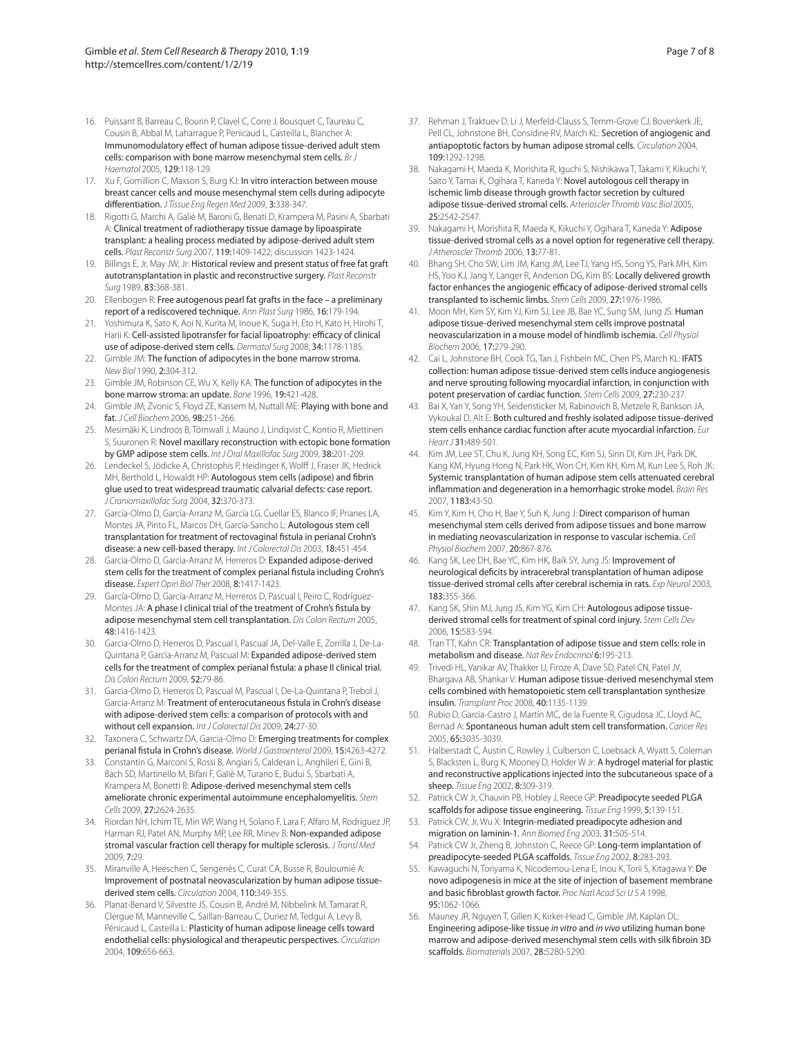16. Puissant B, Barreau C, Bourin P, Clavel C, Corre J, Bousquet C, Taureau C, Cousin B, Abbal M, Laharrague P, Penicaud L, Casteilla L, Blancher A: Immunomodulatory effect of human adipose tissue-derived adult stem cells: comparison with bone marrow mesenchymal stem cells. *Br J Haematol* 2005, **129:**118-129.
17. Xu F, Gomillion C, Maxson S, Burg KJ: In vitro interaction between mouse breast cancer cells and mouse mesenchymal stem cells during adipocyte differentiation. *J Tissue Eng Regen Med* 2009, **3:**338-347.
18. Rigotti G, Marchi A, Galiè M, Baroni G, Benati D, Krampera M, Pasini A, Sbarbati A: Clinical treatment of radiotherapy tissue damage by lipoaspirate transplant: a healing process mediated by adipose-derived adult stem cells. *Plast Reconstr Surg* 2007, **119:**1409-1422; discussion 1423-1424.
19. Billings E, Jr, May JW, Jr: Historical review and present status of free fat graft autotransplantation in plastic and reconstructive surgery. *Plast Reconstr Surg* 1989, **83:**368-381.
20. Ellenbogen R: Free autogenous pearl fat grafts in the face – a preliminary report of a rediscovered technique. *Ann Plast Surg* 1986, **16:**179-194.
21. Yoshimura K, Sato K, Aoi N, Kurita M, Inoue K, Suga H, Eto H, Kato H, Hirohi T, Harii K: Cell-assisted lipotransfer for facial lipoatrophy: efficacy of clinical use of adipose-derived stem cells. *Dermatol Surg* 2008, **34:**1178-1185.
22. Gimble JM: The function of adipocytes in the bone marrow stroma. *New Biol* 1990, **2:**304-312.
23. Gimble JM, Robinson CE, Wu X, Kelly KA: The function of adipocytes in the bone marrow stroma: an update. *Bone* 1996, **19:**421-428.
24. Gimble JM, Zvonic S, Floyd ZE, Kassem M, Nuttall ME: Playing with bone and fat. *J Cell Biochem* 2006, **98:**251-266.
25. Mesimäki K, Lindroos B, Törnwall J, Mauno J, Lindqvist C, Kontio R, Miettinen S, Suuronen R: Novel maxillary reconstruction with ectopic bone formation by GMP adipose stem cells. *Int J Oral Maxillofac Surg* 2009, **38:**201-209.
26. Lendeckel S, Jödicke A, Christophis P, Heidinger K, Wolff J, Fraser JK, Hedrick MH, Berthold L, Howaldt HP: Autologous stem cells (adipose) and fibrin glue used to treat widespread traumatic calvarial defects: case report. *J Craniomaxillofac Surg* 2004, **32:**370-373.
27. García-Olmo D, García-Arranz M, García LG, Cuellar ES, Blanco IF, Prianes LA, Montes JA, Pinto FL, Marcos DH, García-Sancho L: Autologous stem cell transplantation for treatment of rectovaginal fistula in perianal Crohn's disease: a new cell-based therapy. *Int J Colorectal Dis* 2003, **18:**451-454.
28. Garcia-Olmo D, Garcia-Arranz M, Herreros D: Expanded adipose-derived stem cells for the treatment of complex perianal fistula including Crohn's disease. *Expert Opin Biol Ther* 2008, **8:**1417-1423.
29. García-Olmo D, García-Arranz M, Herreros D, Pascual I, Peiro C, Rodríguez-Montes JA: A phase I clinical trial of the treatment of Crohn's fistula by adipose mesenchymal stem cell transplantation. *Dis Colon Rectum* 2005, **48:**1416-1423.
30. Garcia-Olmo D, Herreros D, Pascual I, Pascual JA, Del-Valle E, Zorrilla J, De-La-Quintana P, Garcia-Arranz M, Pascual M: Expanded adipose-derived stem cells for the treatment of complex perianal fistula: a phase II clinical trial. *Dis Colon Rectum* 2009, **52:**79-86.
31. Garcia-Olmo D, Herreros D, Pascual M, Pascual I, De-La-Quintana P, Trebol J, Garcia-Arranz M: Treatment of enterocutaneous fistula in Crohn's disease with adipose-derived stem cells: a comparison of protocols with and without cell expansion. *Int J Colorectal Dis* 2009, **24:**27-30.
32. Taxonera C, Schwartz DA, Garcia-Olmo D: Emerging treatments for complex perianal fistula in Crohn's disease. *World J Gastroenterol* 2009, **15:**4263-4272.
33. Constantin G, Marconi S, Rossi B, Angiari S, Calderan L, Anghileri E, Gini B, Bach SD, Martinello M, Bifari F, Galiè M, Turano E, Budui S, Sbarbati A, Krampera M, Bonetti B: Adipose-derived mesenchymal stem cells ameliorate chronic experimental autoimmune encephalomyelitis. *Stem Cells* 2009, **27:**2624-2635.
34. Riordan NH, Ichim TE, Min WP, Wang H, Solano F, Lara F, Alfaro M, Rodriguez JP, Harman RJ, Patel AN, Murphy MP, Lee RR, Minev B: Non-expanded adipose stromal vascular fraction cell therapy for multiple sclerosis. *J Transl Med* 2009, **7:**29.
35. Miranville A, Heeschen C, Sengenès C, Curat CA, Busse R, Bouloumié A: Improvement of postnatal neovascularization by human adipose tissue-derived stem cells. *Circulation* 2004, **110:**349-355.
36. Planat-Benard V, Silvestre JS, Cousin B, André M, Nibbelink M, Tamarat R, Clergue M, Manneville C, Saillan-Barreau C, Duriez M, Tedgui A, Levy B, Pénicaud L, Casteilla L: Plasticity of human adipose lineage cells toward endothelial cells: physiological and therapeutic perspectives. *Circulation* 2004, **109:**656-663.
37. Rehman J, Traktuev D, Li J, Merfeld-Clauss S, Temm-Grove CJ, Bovenkerk JE, Pell CL, Johnstone BH, Considine RV, March KL: Secretion of angiogenic and antiapoptotic factors by human adipose stromal cells. *Circulation* 2004, **109:**1292-1298.
38. Nakagami H, Maeda K, Morishita R, Iguchi S, Nishikawa T, Takami Y, Kikuchi Y, Saito Y, Tamai K, Ogihara T, Kaneda Y: Novel autologous cell therapy in ischemic limb disease through growth factor secretion by cultured adipose tissue-derived stromal cells. *Arterioscler Thromb Vasc Biol* 2005, **25:**2542-2547.
39. Nakagami H, Morishita R, Maeda K, Kikuchi Y, Ogihara T, Kaneda Y: Adipose tissue-derived stromal cells as a novel option for regenerative cell therapy. *J Atheroscler Thromb* 2006, **13:**77-81.
40. Bhang SH, Cho SW, Lim JM, Kang JM, Lee TJ, Yang HS, Song YS, Park MH, Kim HS, Yoo KJ, Jang Y, Langer R, Anderson DG, Kim BS: Locally delivered growth factor enhances the angiogenic efficacy of adipose-derived stromal cells transplanted to ischemic limbs. *Stem Cells* 2009, **27:**1976-1986.
41. Moon MH, Kim SY, Kim YJ, Kim SJ, Lee JB, Bae YC, Sung SM, Jung JS: Human adipose tissue-derived mesenchymal stem cells improve postnatal neovascularization in a mouse model of hindlimb ischemia. *Cell Physiol Biochem* 2006, **17:**279-290.
42. Cai L, Johnstone BH, Cook TG, Tan J, Fishbein MC, Chen PS, March KL: IFATS collection: human adipose tissue-derived stem cells induce angiogenesis and nerve sprouting following myocardial infarction, in conjunction with potent preservation of cardiac function. *Stem Cells* 2009, **27:**230-237.
43. Bai X, Yan Y, Song YH, Seidensticker M, Rabinovich B, Metzele R, Bankson JA, Vykoukal D, Alt E: Both cultured and freshly isolated adipose tissue-derived stem cells enhance cardiac function after acute myocardial infarction. *Eur Heart J* **31:**489-501.
44. Kim JM, Lee ST, Chu K, Jung KH, Song EC, Kim SJ, Sinn DI, Kim JH, Park DK, Kang KM, Hyung Hong N, Park HK, Won CH, Kim KH, Kim M, Kun Lee S, Roh JK: Systemic transplantation of human adipose stem cells attenuated cerebral inflammation and degeneration in a hemorrhagic stroke model. *Brain Res* 2007, **1183:**43-50.
45. Kim Y, Kim H, Cho H, Bae Y, Suh K, Jung J: Direct comparison of human mesenchymal stem cells derived from adipose tissues and bone marrow in mediating neovascularization in response to vascular ischemia. *Cell Physiol Biochem* 2007, **20:**867-876.
46. Kang SK, Lee DH, Bae YC, Kim HK, Baik SY, Jung JS: Improvement of neurological deficits by intracerebral transplantation of human adipose tissue-derived stromal cells after cerebral ischemia in rats. *Exp Neurol* 2003, **183:**355-366.
47. Kang SK, Shin MJ, Jung JS, Kim YG, Kim CH: Autologous adipose tissue-derived stromal cells for treatment of spinal cord injury. *Stem Cells Dev* 2006, **15:**583-594.
48. Tran TT, Kahn CR: Transplantation of adipose tissue and stem cells: role in metabolism and disease. *Nat Rev Endocrinol* **6:**195-213.
49. Trivedi HL, Vanikar AV, Thakker U, Firoze A, Dave SD, Patel CN, Patel JV, Bhargava AB, Shankar V: Human adipose tissue-derived mesenchymal stem cells combined with hematopoietic stem cell transplantation synthesize insulin. *Transplant Proc* 2008, **40:**1135-1139.
50. Rubio D, Garcia-Castro J, Martín MC, de la Fuente R, Cigudosa JC, Lloyd AC, Bernad A: Spontaneous human adult stem cell transformation. *Cancer Res* 2005, **65:**3035-3039.
51. Halberstadt C, Austin C, Rowley J, Culberson C, Loebsack A, Wyatt S, Coleman S, Blacksten L, Burg K, Mooney D, Holder W Jr: A hydrogel material for plastic and reconstructive applications injected into the subcutaneous space of a sheep. *Tissue Eng* 2002, **8:**309-319.
52. Patrick CW Jr, Chauvin PB, Hobley J, Reece GP: Preadipocyte seeded PLGA scaffolds for adipose tissue engineering. *Tissue Eng* 1999, **5:**139-151.
53. Patrick CW, Jr, Wu X: Integrin-mediated preadipocyte adhesion and migration on laminin-1. *Ann Biomed Eng* 2003, **31:**505-514.
54. Patrick CW Jr, Zheng B, Johnston C, Reece GP: Long-term implantation of preadipocyte-seeded PLGA scaffolds. *Tissue Eng* 2002, **8:**283-293.
55. Kawaguchi N, Toriyama K, Nicodemou-Lena E, Inou K, Torii S, Kitagawa Y: De novo adipogenesis in mice at the site of injection of basement membrane and basic fibroblast growth factor. *Proc Natl Acad Sci U S A* 1998, **95:**1062-1066.
56. Mauney JR, Nguyen T, Gillen K, Kirker-Head C, Gimble JM, Kaplan DL: Engineering adipose-like tissue *in vitro* and *in vivo* utilizing human bone marrow and adipose-derived mesenchymal stem cells with silk fibroin 3D scaffolds. *Biomaterials* 2007, **28:**5280-5290.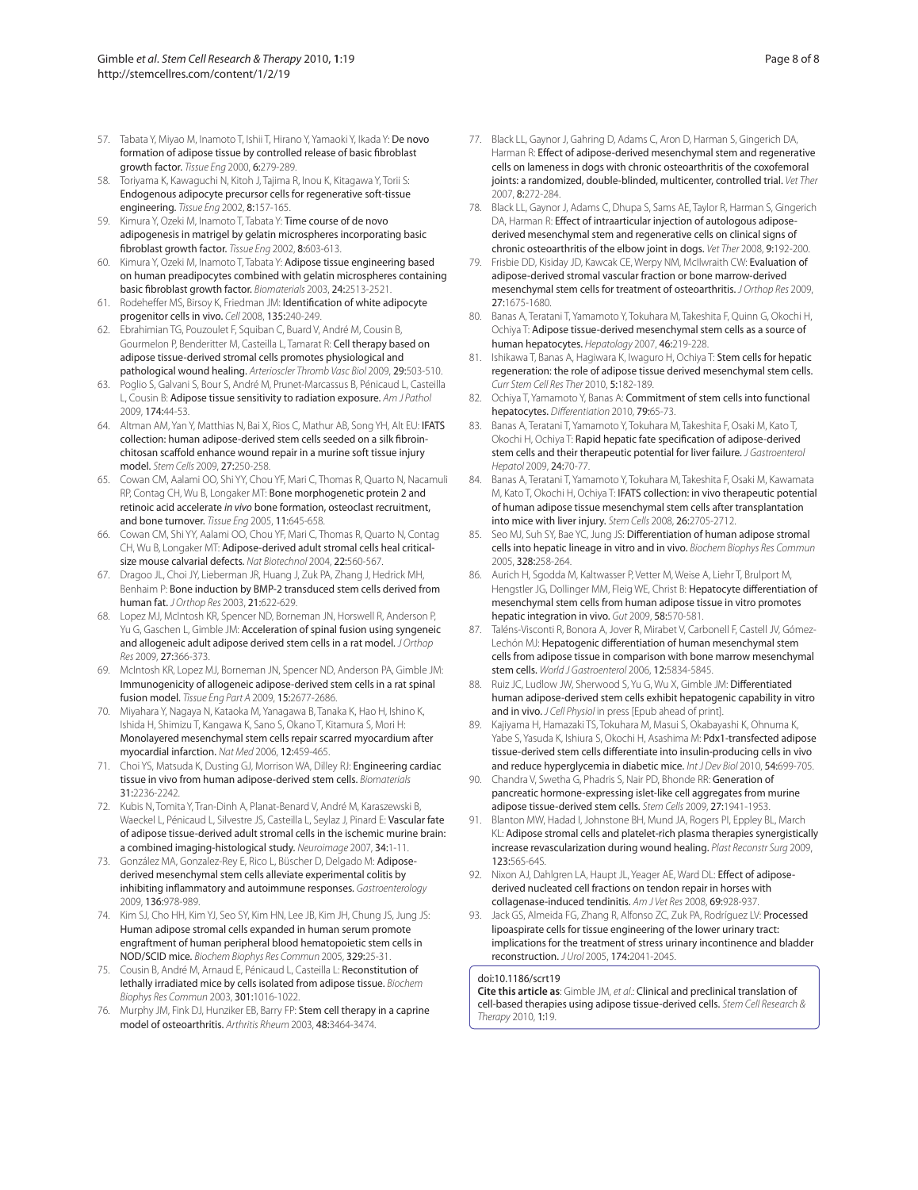57. Tabata Y, Miyao M, Inamoto T, Ishii T, Hirano Y, Yamaoki Y, Ikada Y: De novo formation of adipose tissue by controlled release of basic fibroblast growth factor. *Tissue Eng* 2000, **6**:279-289.
58. Toriyama K, Kawaguchi N, Kitoh J, Tajima R, Inou K, Kitagawa Y, Torii S: Endogenous adipocyte precursor cells for regenerative soft-tissue engineering. *Tissue Eng* 2002, **8**:157-165.
59. Kimura Y, Ozeki M, Inamoto T, Tabata Y: Time course of de novo adipogenesis in matrigel by gelatin microspheres incorporating basic fibroblast growth factor. *Tissue Eng* 2002, **8**:603-613.
60. Kimura Y, Ozeki M, Inamoto T, Tabata Y: Adipose tissue engineering based on human preadipocytes combined with gelatin microspheres containing basic fibroblast growth factor. *Biomaterials* 2003, **24**:2513-2521.
61. Rodeheffer MS, Birsoy K, Friedman JM: Identification of white adipocyte progenitor cells in vivo. *Cell* 2008, **135**:240-249.
62. Ebrahimian TG, Pouzoulet F, Squiban C, Buard V, André M, Cousin B, Gourmelon P, Benderitter M, Casteilla L, Tamarat R: Cell therapy based on adipose tissue-derived stromal cells promotes physiological and pathological wound healing. *Arterioscler Thromb Vasc Biol* 2009, **29**:503-510.
63. Poglio S, Galvani S, Bour S, André M, Prunet-Marcassus B, Pénicaud L, Casteilla L, Cousin B: Adipose tissue sensitivity to radiation exposure. *Am J Pathol* 2009, **174**:44-53.
64. Altman AM, Yan Y, Matthias N, Bai X, Rios C, Mathur AB, Song YH, Alt EU: IFATS collection: human adipose-derived stem cells seeded on a silk fibroin-chitosan scaffold enhance wound repair in a murine soft tissue injury model. *Stem Cells* 2009, **27**:250-258.
65. Cowan CM, Aalami OO, Shi YY, Chou YF, Mari C, Thomas R, Quarto N, Nacamuli RP, Contag CH, Wu B, Longaker MT: Bone morphogenetic protein 2 and retinoic acid accelerate *in vivo* bone formation, osteoclast recruitment, and bone turnover. *Tissue Eng* 2005, **11**:645-658.
66. Cowan CM, Shi YY, Aalami OO, Chou YF, Mari C, Thomas R, Quarto N, Contag CH, Wu B, Longaker MT: Adipose-derived adult stromal cells heal critical-size mouse calvarial defects. *Nat Biotechnol* 2004, **22**:560-567.
67. Dragoo JL, Choi JY, Lieberman JR, Huang J, Zuk PA, Zhang J, Hedrick MH, Benhaim P: Bone induction by BMP-2 transduced stem cells derived from human fat. *J Orthop Res* 2003, **21**:622-629.
68. Lopez MJ, McIntosh KR, Spencer ND, Borneman JN, Horswell R, Anderson P, Yu G, Gaschen L, Gimble JM: Acceleration of spinal fusion using syngeneic and allogeneic adult adipose derived stem cells in a rat model. *J Orthop Res* 2009, **27**:366-373.
69. McIntosh KR, Lopez MJ, Borneman JN, Spencer ND, Anderson PA, Gimble JM: Immunogenicity of allogeneic adipose-derived stem cells in a rat spinal fusion model. *Tissue Eng Part A* 2009, **15**:2677-2686.
70. Miyahara Y, Nagaya N, Kataoka M, Yanagawa B, Tanaka K, Hao H, Ishino K, Ishida H, Shimizu T, Kangawa K, Sano S, Okano T, Kitamura S, Mori H: Monolayered mesenchymal stem cells repair scarred myocardium after myocardial infarction. *Nat Med* 2006, **12**:459-465.
71. Choi YS, Matsuda K, Dusting GJ, Morrison WA, Dilley RJ: Engineering cardiac tissue in vivo from human adipose-derived stem cells. *Biomaterials* **31**:2236-2242.
72. Kubis N, Tomita Y, Tran-Dinh A, Planat-Benard V, André M, Karaszewski B, Waeckel L, Pénicaud L, Silvestre JS, Casteilla L, Seylaz J, Pinard E: Vascular fate of adipose tissue-derived adult stromal cells in the ischemic murine brain: a combined imaging-histological study. *Neuroimage* 2007, **34**:1-11.
73. González MA, Gonzalez-Rey E, Rico L, Büscher D, Delgado M: Adipose-derived mesenchymal stem cells alleviate experimental colitis by inhibiting inflammatory and autoimmune responses. *Gastroenterology* 2009, **136**:978-989.
74. Kim SJ, Cho HH, Kim YJ, Seo SY, Kim HN, Lee JB, Kim JH, Chung JS, Jung JS: Human adipose stromal cells expanded in human serum promote engraftment of human peripheral blood hematopoietic stem cells in NOD/SCID mice. *Biochem Biophys Res Commun* 2005, **329**:25-31.
75. Cousin B, André M, Arnaud E, Pénicaud L, Casteilla L: Reconstitution of lethally irradiated mice by cells isolated from adipose tissue. *Biochem Biophys Res Commun* 2003, **301**:1016-1022.
76. Murphy JM, Fink DJ, Hunziker EB, Barry FP: Stem cell therapy in a caprine model of osteoarthritis. *Arthritis Rheum* 2003, **48**:3464-3474.
77. Black LL, Gaynor J, Gahring D, Adams C, Aron D, Harman S, Gingerich DA, Harman R: Effect of adipose-derived mesenchymal stem and regenerative cells on lameness in dogs with chronic osteoarthritis of the coxofemoral joints: a randomized, double-blinded, multicenter, controlled trial. *Vet Ther* 2007, **8**:272-284.
78. Black LL, Gaynor J, Adams C, Dhupa S, Sams AE, Taylor R, Harman S, Gingerich DA, Harman R: Effect of intraarticular injection of autologous adipose-derived mesenchymal stem and regenerative cells on clinical signs of chronic osteoarthritis of the elbow joint in dogs. *Vet Ther* 2008, **9**:192-200.
79. Frisbie DD, Kisiday JD, Kawcak CE, Werpy NM, McIlwraith CW: Evaluation of adipose-derived stromal vascular fraction or bone marrow-derived mesenchymal stem cells for treatment of osteoarthritis. *J Orthop Res* 2009, **27**:1675-1680.
80. Banas A, Teratani T, Yamamoto Y, Tokuhara M, Takeshita F, Quinn G, Okochi H, Ochiya T: Adipose tissue-derived mesenchymal stem cells as a source of human hepatocytes. *Hepatology* 2007, **46**:219-228.
81. Ishikawa T, Banas A, Hagiwara K, Iwaguro H, Ochiya T: Stem cells for hepatic regeneration: the role of adipose tissue derived mesenchymal stem cells. *Curr Stem Cell Res Ther* 2010, **5**:182-189.
82. Ochiya T, Yamamoto Y, Banas A: Commitment of stem cells into functional hepatocytes. *Differentiation* 2010, **79**:65-73.
83. Banas A, Teratani T, Yamamoto Y, Tokuhara M, Takeshita F, Osaki M, Kato T, Okochi H, Ochiya T: Rapid hepatic fate specification of adipose-derived stem cells and their therapeutic potential for liver failure. *J Gastroenterol Hepatol* 2009, **24**:70-77.
84. Banas A, Teratani T, Yamamoto Y, Tokuhara M, Takeshita F, Osaki M, Kawamata M, Kato T, Okochi H, Ochiya T: IFATS collection: in vivo therapeutic potential of human adipose tissue mesenchymal stem cells after transplantation into mice with liver injury. *Stem Cells* 2008, **26**:2705-2712.
85. Seo MJ, Suh SY, Bae YC, Jung JS: Differentiation of human adipose stromal cells into hepatic lineage in vitro and in vivo. *Biochem Biophys Res Commun* 2005, **328**:258-264.
86. Aurich H, Sgodda M, Kaltwasser P, Vetter M, Weise A, Liehr T, Brulport M, Hengstler JG, Dollinger MM, Fleig WE, Christ B: Hepatocyte differentiation of mesenchymal stem cells from human adipose tissue in vitro promotes hepatic integration in vivo. *Gut* 2009, **58**:570-581.
87. Taléns-Visconti R, Bonora A, Jover R, Mirabet V, Carbonell F, Castell JV, Gómez-Lechón MJ: Hepatogenic differentiation of human mesenchymal stem cells from adipose tissue in comparison with bone marrow mesenchymal stem cells. *World J Gastroenterol* 2006, **12**:5834-5845.
88. Ruiz JC, Ludlow JW, Sherwood S, Yu G, Wu X, Gimble JM: Differentiated human adipose-derived stem cells exhibit hepatogenic capability in vitro and in vivo. *J Cell Physiol* in press [Epub ahead of print].
89. Kajiyama H, Hamazaki TS, Tokuhara M, Masui S, Okabayashi K, Ohnuma K, Yabe S, Yasuda K, Ishiura S, Okochi H, Asashima M: Pdx1-transfected adipose tissue-derived stem cells differentiate into insulin-producing cells in vivo and reduce hyperglycemia in diabetic mice. *Int J Dev Biol* 2010, **54**:699-705.
90. Chandra V, Swetha G, Phadris S, Nair PD, Bhonde RR: Generation of pancreatic hormone-expressing islet-like cell aggregates from murine adipose tissue-derived stem cells. *Stem Cells* 2009, **27**:1941-1953.
91. Blanton MW, Hadad I, Johnstone BH, Mund JA, Rogers PI, Eppley BL, March KL: Adipose stromal cells and platelet-rich plasma therapies synergistically increase revascularization during wound healing. *Plast Reconstr Surg* 2009, **123**:56S-64S.
92. Nixon AJ, Dahlgren LA, Haupt JL, Yeager AE, Ward DL: Effect of adipose-derived nucleated cell fractions on tendon repair in horses with collagenase-induced tendinitis. *Am J Vet Res* 2008, **69**:928-937.
93. Jack GS, Almeida FG, Zhang R, Alfonso ZC, Zuk PA, Rodríguez LV: Processed lipoaspirate cells for tissue engineering of the lower urinary tract: implications for the treatment of stress urinary incontinence and bladder reconstruction. *J Urol* 2005, **174**:2041-2045.

doi:10.1186/scrt19

**Cite this article as**: Gimble JM, *et al*.: Clinical and preclinical translation of cell-based therapies using adipose tissue-derived cells. *Stem Cell Research & Therapy* 2010, **1**:19.